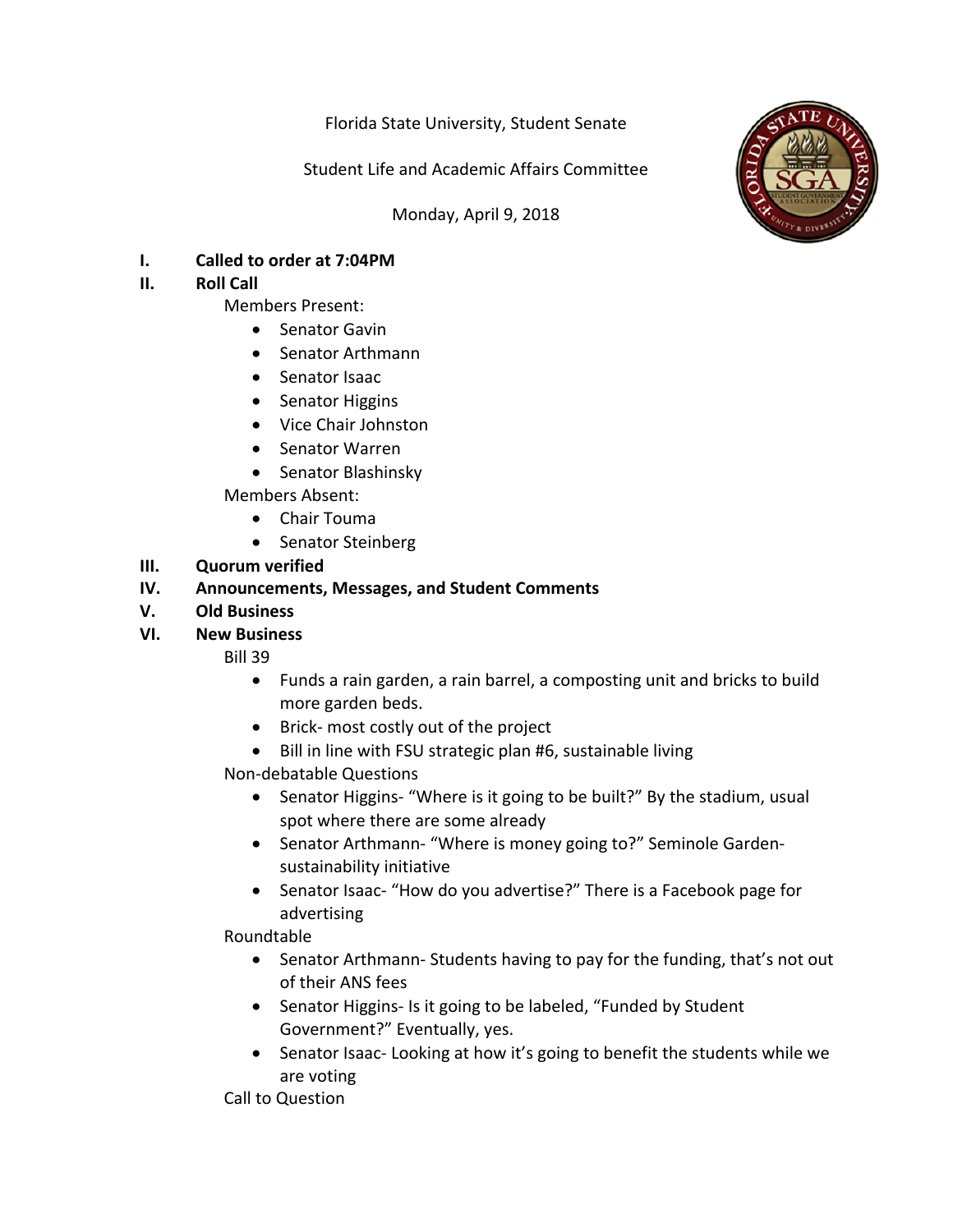Florida State University, Student Senate

Student Life and Academic Affairs Committee

Monday, April 9, 2018

I. **Called to order at 7:04PM**

II. **Roll Call**

Members Present:

- Senator Gavin
- Senator Arthmann
- Senator Isaac
- Senator Higgins
- Vice Chair Johnston
- Senator Warren
- Senator Blashinsky

Members Absent:

- Chair Touma
- Senator Steinberg

III. **Quorum verified**

IV. **Announcements, Messages, and Student Comments**

V. **Old Business**

VI. **New Business**

Bill 39

- Funds a rain garden, a rain barrel, a composting unit and bricks to build more garden beds.
- Brick- most costly out of the project
- Bill in line with FSU strategic plan #6, sustainable living

Non-debatable Questions

- Senator Higgins- "Where is it going to be built?" By the stadium, usual spot where there are some already
- Senator Arthmann- "Where is money going to?" Seminole Garden- sustainability initiative
- Senator Isaac- "How do you advertise?" There is a Facebook page for advertising

Roundtable

- Senator Arthmann- Students having to pay for the funding, that's not out of their ANS fees
- Senator Higgins- Is it going to be labeled, "Funded by Student Government?" Eventually, yes.
- Senator Isaac- Looking at how it's going to benefit the students while we are voting

Call to Question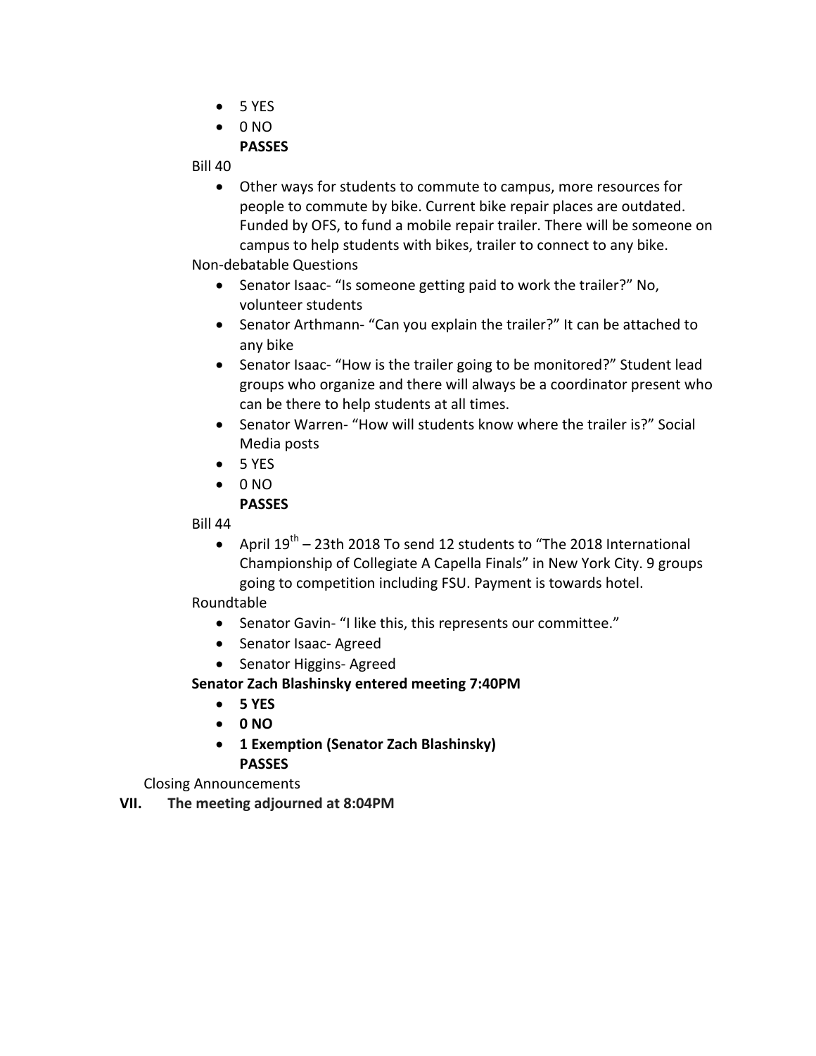- 5 YES
- 0 NO

  **PASSES**

Bill 40

- Other ways for students to commute to campus, more resources for people to commute by bike. Current bike repair places are outdated. Funded by OFS, to fund a mobile repair trailer. There will be someone on campus to help students with bikes, trailer to connect to any bike.

Non-debatable Questions

- Senator Isaac- "Is someone getting paid to work the trailer?" No, volunteer students
- Senator Arthmann- "Can you explain the trailer?" It can be attached to any bike
- Senator Isaac- "How is the trailer going to be monitored?" Student lead groups who organize and there will always be a coordinator present who can be there to help students at all times.
- Senator Warren- "How will students know where the trailer is?" Social Media posts
- 5 YES
- 0 NO

  **PASSES**

Bill 44

- April 19th – 23th 2018 To send 12 students to "The 2018 International Championship of Collegiate A Capella Finals" in New York City. 9 groups going to competition including FSU. Payment is towards hotel.

Roundtable

- Senator Gavin- "I like this, this represents our committee."
- Senator Isaac- Agreed
- Senator Higgins- Agreed

**Senator Zach Blashinsky entered meeting 7:40PM**

- **5 YES**
- **0 NO**
- **1 Exemption (Senator Zach Blashinsky)**

  **PASSES**

Closing Announcements

**VII. The meeting adjourned at 8:04PM**